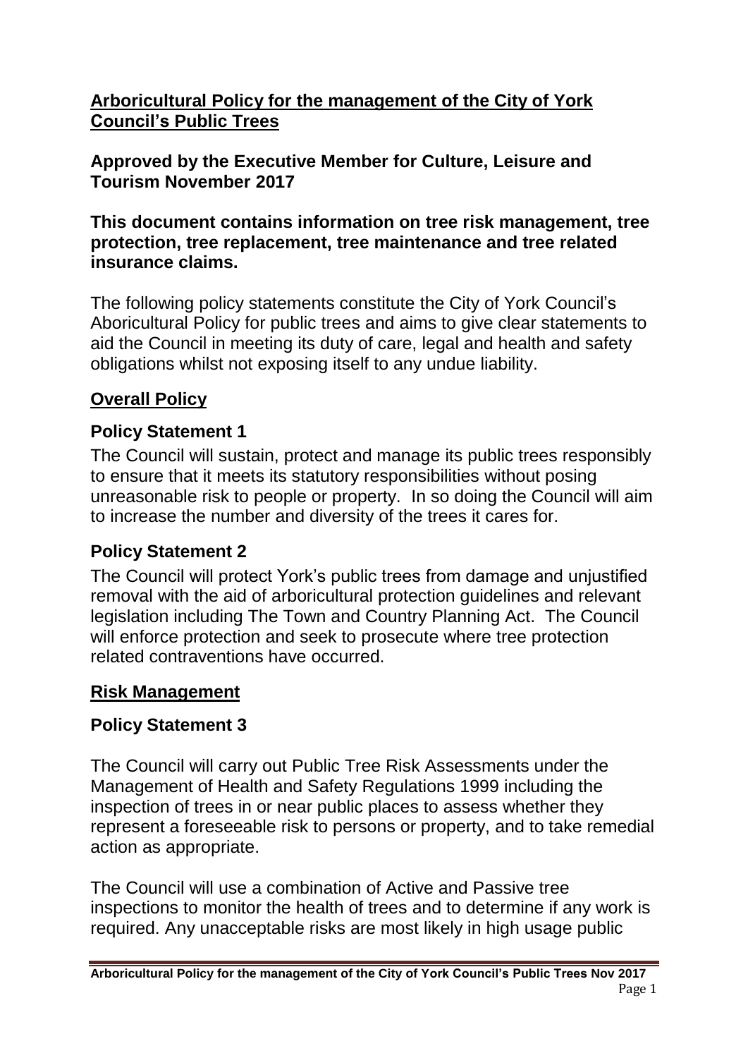# Arboricultural Policy for the management of the City of York Council's Public Trees

**Approved by the Executive Member for Culture, Leisure and Tourism November 2017**

**This document contains information on tree risk management, tree protection, tree replacement, tree maintenance and tree related insurance claims.**

The following policy statements constitute the City of York Council's Aboricultural Policy for public trees and aims to give clear statements to aid the Council in meeting its duty of care, legal and health and safety obligations whilst not exposing itself to any undue liability.

## Overall Policy

### Policy Statement 1

The Council will sustain, protect and manage its public trees responsibly to ensure that it meets its statutory responsibilities without posing unreasonable risk to people or property. In so doing the Council will aim to increase the number and diversity of the trees it cares for.

### Policy Statement 2

The Council will protect York's public trees from damage and unjustified removal with the aid of arboricultural protection guidelines and relevant legislation including The Town and Country Planning Act. The Council will enforce protection and seek to prosecute where tree protection related contraventions have occurred.

## Risk Management

### Policy Statement 3

The Council will carry out Public Tree Risk Assessments under the Management of Health and Safety Regulations 1999 including the inspection of trees in or near public places to assess whether they represent a foreseeable risk to persons or property, and to take remedial action as appropriate.

The Council will use a combination of Active and Passive tree inspections to monitor the health of trees and to determine if any work is required. Any unacceptable risks are most likely in high usage public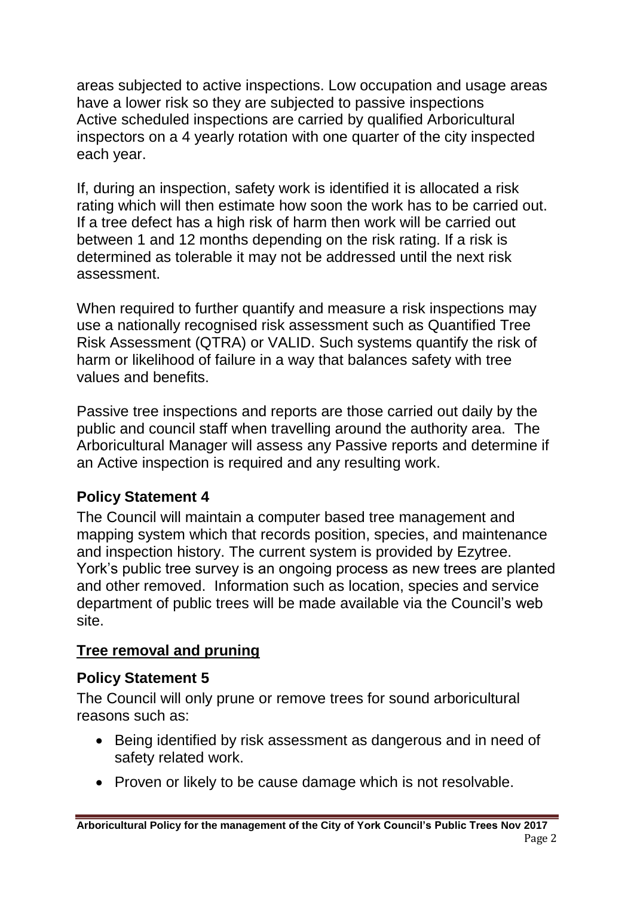areas subjected to active inspections. Low occupation and usage areas have a lower risk so they are subjected to passive inspections
Active scheduled inspections are carried by qualified Arboricultural inspectors on a 4 yearly rotation with one quarter of the city inspected each year.

If, during an inspection, safety work is identified it is allocated a risk rating which will then estimate how soon the work has to be carried out. If a tree defect has a high risk of harm then work will be carried out between 1 and 12 months depending on the risk rating. If a risk is determined as tolerable it may not be addressed until the next risk assessment.

When required to further quantify and measure a risk inspections may use a nationally recognised risk assessment such as Quantified Tree Risk Assessment (QTRA) or VALID. Such systems quantify the risk of harm or likelihood of failure in a way that balances safety with tree values and benefits.

Passive tree inspections and reports are those carried out daily by the public and council staff when travelling around the authority area. The Arboricultural Manager will assess any Passive reports and determine if an Active inspection is required and any resulting work.

### Policy Statement 4

The Council will maintain a computer based tree management and mapping system which that records position, species, and maintenance and inspection history. The current system is provided by Ezytree. York's public tree survey is an ongoing process as new trees are planted and other removed. Information such as location, species and service department of public trees will be made available via the Council's web site.

## Tree removal and pruning

### Policy Statement 5

The Council will only prune or remove trees for sound arboricultural reasons such as:

- Being identified by risk assessment as dangerous and in need of safety related work.
- Proven or likely to be cause damage which is not resolvable.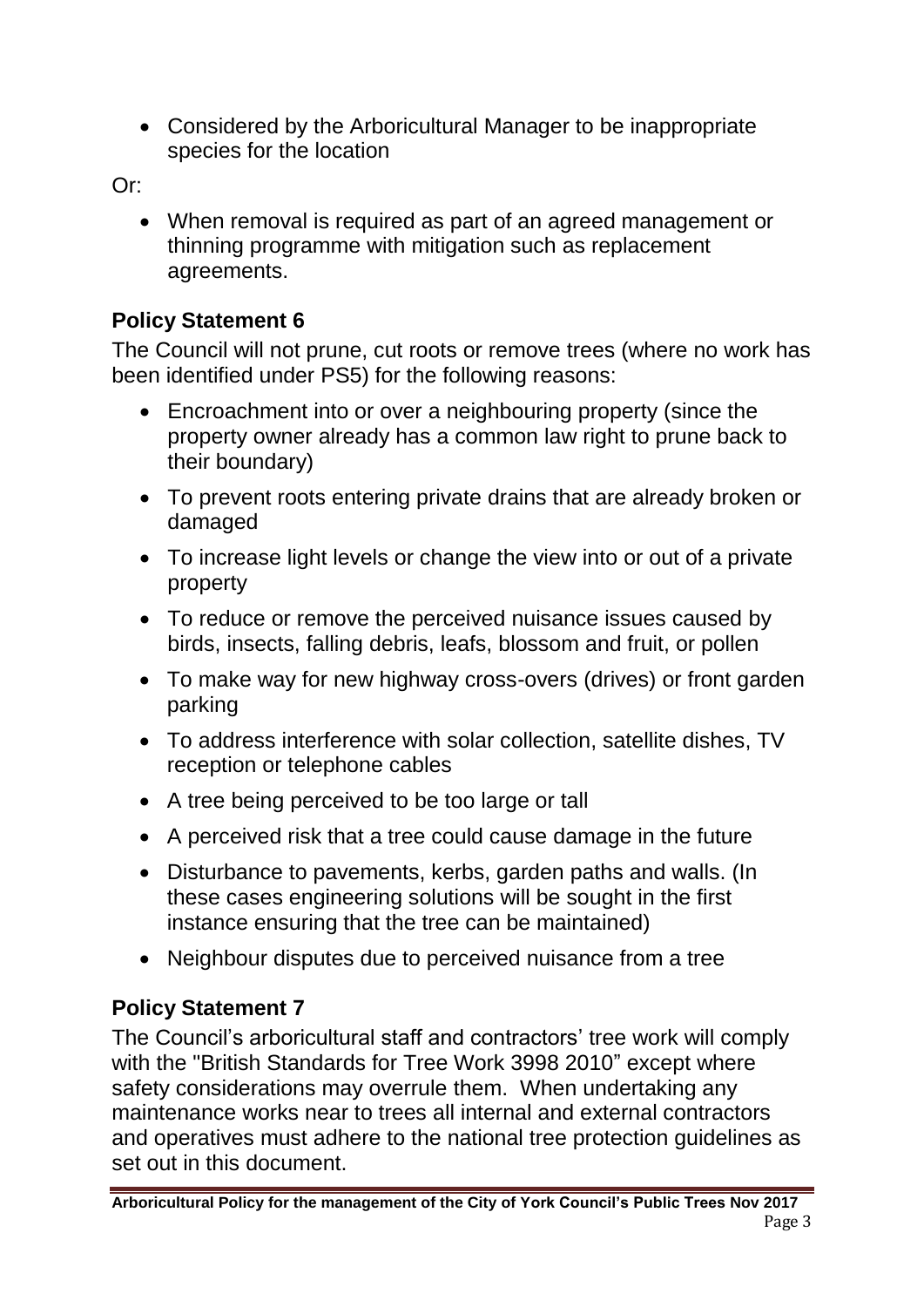- Considered by the Arboricultural Manager to be inappropriate species for the location

Or:

- When removal is required as part of an agreed management or thinning programme with mitigation such as replacement agreements.

## Policy Statement 6

The Council will not prune, cut roots or remove trees (where no work has been identified under PS5) for the following reasons:

- Encroachment into or over a neighbouring property (since the property owner already has a common law right to prune back to their boundary)
- To prevent roots entering private drains that are already broken or damaged
- To increase light levels or change the view into or out of a private property
- To reduce or remove the perceived nuisance issues caused by birds, insects, falling debris, leafs, blossom and fruit, or pollen
- To make way for new highway cross-overs (drives) or front garden parking
- To address interference with solar collection, satellite dishes, TV reception or telephone cables
- A tree being perceived to be too large or tall
- A perceived risk that a tree could cause damage in the future
- Disturbance to pavements, kerbs, garden paths and walls. (In these cases engineering solutions will be sought in the first instance ensuring that the tree can be maintained)
- Neighbour disputes due to perceived nuisance from a tree

## Policy Statement 7

The Council's arboricultural staff and contractors' tree work will comply with the "British Standards for Tree Work 3998 2010" except where safety considerations may overrule them. When undertaking any maintenance works near to trees all internal and external contractors and operatives must adhere to the national tree protection guidelines as set out in this document.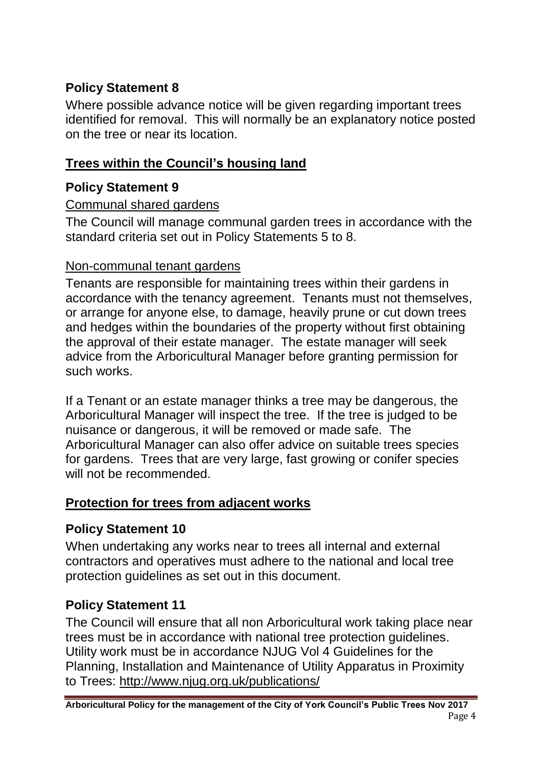### Policy Statement 8

Where possible advance notice will be given regarding important trees identified for removal. This will normally be an explanatory notice posted on the tree or near its location.

## Trees within the Council's housing land

### Policy Statement 9

Communal shared gardens

The Council will manage communal garden trees in accordance with the standard criteria set out in Policy Statements 5 to 8.

Non-communal tenant gardens

Tenants are responsible for maintaining trees within their gardens in accordance with the tenancy agreement. Tenants must not themselves, or arrange for anyone else, to damage, heavily prune or cut down trees and hedges within the boundaries of the property without first obtaining the approval of their estate manager. The estate manager will seek advice from the Arboricultural Manager before granting permission for such works.

If a Tenant or an estate manager thinks a tree may be dangerous, the Arboricultural Manager will inspect the tree. If the tree is judged to be nuisance or dangerous, it will be removed or made safe. The Arboricultural Manager can also offer advice on suitable trees species for gardens. Trees that are very large, fast growing or conifer species will not be recommended.

## Protection for trees from adjacent works

### Policy Statement 10

When undertaking any works near to trees all internal and external contractors and operatives must adhere to the national and local tree protection guidelines as set out in this document.

### Policy Statement 11

The Council will ensure that all non Arboricultural work taking place near trees must be in accordance with national tree protection guidelines. Utility work must be in accordance NJUG Vol 4 Guidelines for the Planning, Installation and Maintenance of Utility Apparatus in Proximity to Trees: http://www.njug.org.uk/publications/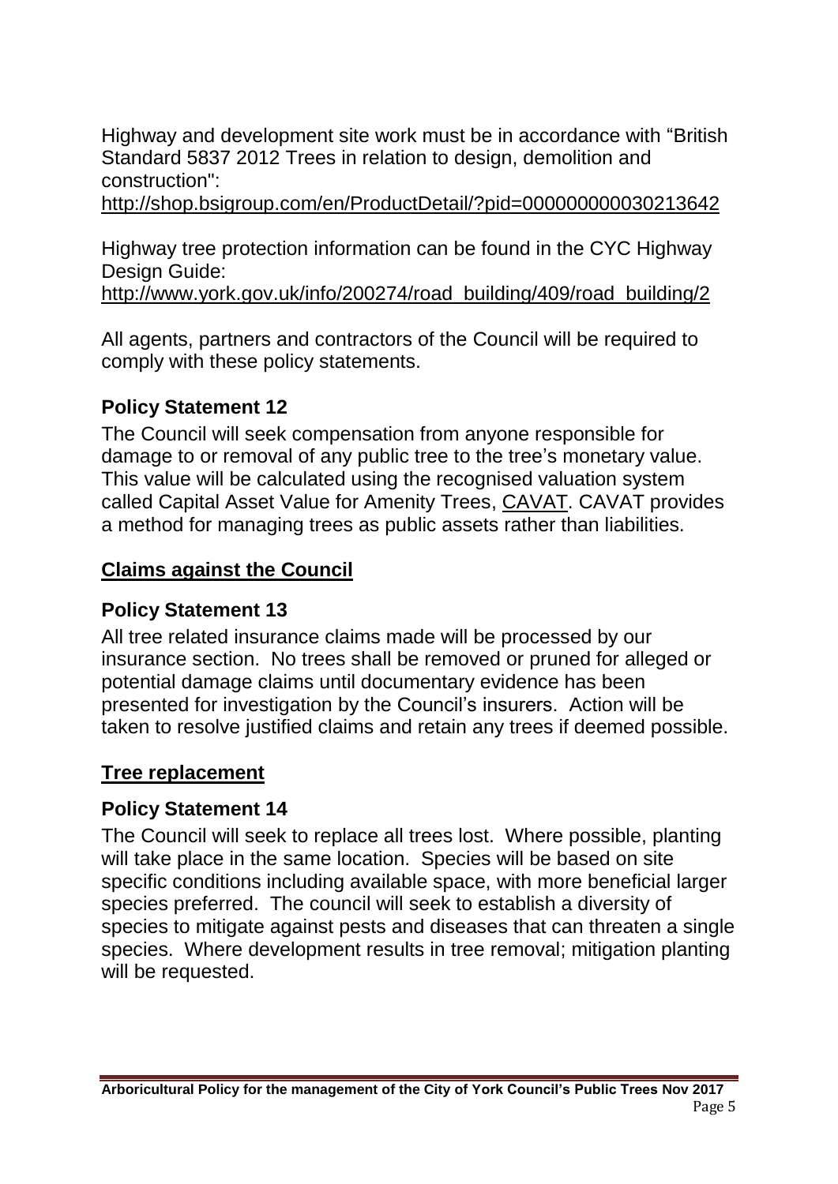Highway and development site work must be in accordance with "British Standard 5837 2012 Trees in relation to design, demolition and construction":
http://shop.bsigroup.com/en/ProductDetail/?pid=000000000030213642

Highway tree protection information can be found in the CYC Highway Design Guide:
http://www.york.gov.uk/info/200274/road_building/409/road_building/2

All agents, partners and contractors of the Council will be required to comply with these policy statements.

### Policy Statement 12

The Council will seek compensation from anyone responsible for damage to or removal of any public tree to the tree's monetary value. This value will be calculated using the recognised valuation system called Capital Asset Value for Amenity Trees, CAVAT. CAVAT provides a method for managing trees as public assets rather than liabilities.

## Claims against the Council

### Policy Statement 13

All tree related insurance claims made will be processed by our insurance section. No trees shall be removed or pruned for alleged or potential damage claims until documentary evidence has been presented for investigation by the Council's insurers. Action will be taken to resolve justified claims and retain any trees if deemed possible.

## Tree replacement

### Policy Statement 14

The Council will seek to replace all trees lost. Where possible, planting will take place in the same location. Species will be based on site specific conditions including available space, with more beneficial larger species preferred. The council will seek to establish a diversity of species to mitigate against pests and diseases that can threaten a single species. Where development results in tree removal; mitigation planting will be requested.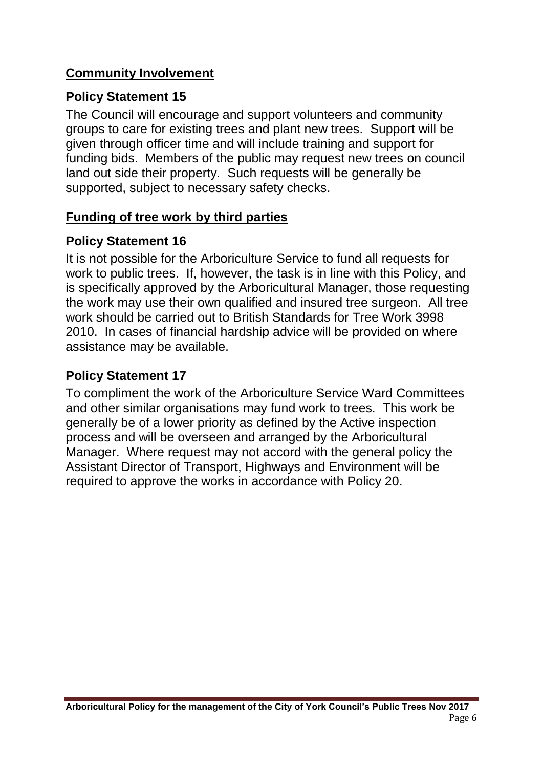## Community Involvement

### Policy Statement 15

The Council will encourage and support volunteers and community groups to care for existing trees and plant new trees. Support will be given through officer time and will include training and support for funding bids. Members of the public may request new trees on council land out side their property. Such requests will be generally be supported, subject to necessary safety checks.

## Funding of tree work by third parties

### Policy Statement 16

It is not possible for the Arboriculture Service to fund all requests for work to public trees. If, however, the task is in line with this Policy, and is specifically approved by the Arboricultural Manager, those requesting the work may use their own qualified and insured tree surgeon. All tree work should be carried out to British Standards for Tree Work 3998 2010. In cases of financial hardship advice will be provided on where assistance may be available.

### Policy Statement 17

To compliment the work of the Arboriculture Service Ward Committees and other similar organisations may fund work to trees. This work be generally be of a lower priority as defined by the Active inspection process and will be overseen and arranged by the Arboricultural Manager. Where request may not accord with the general policy the Assistant Director of Transport, Highways and Environment will be required to approve the works in accordance with Policy 20.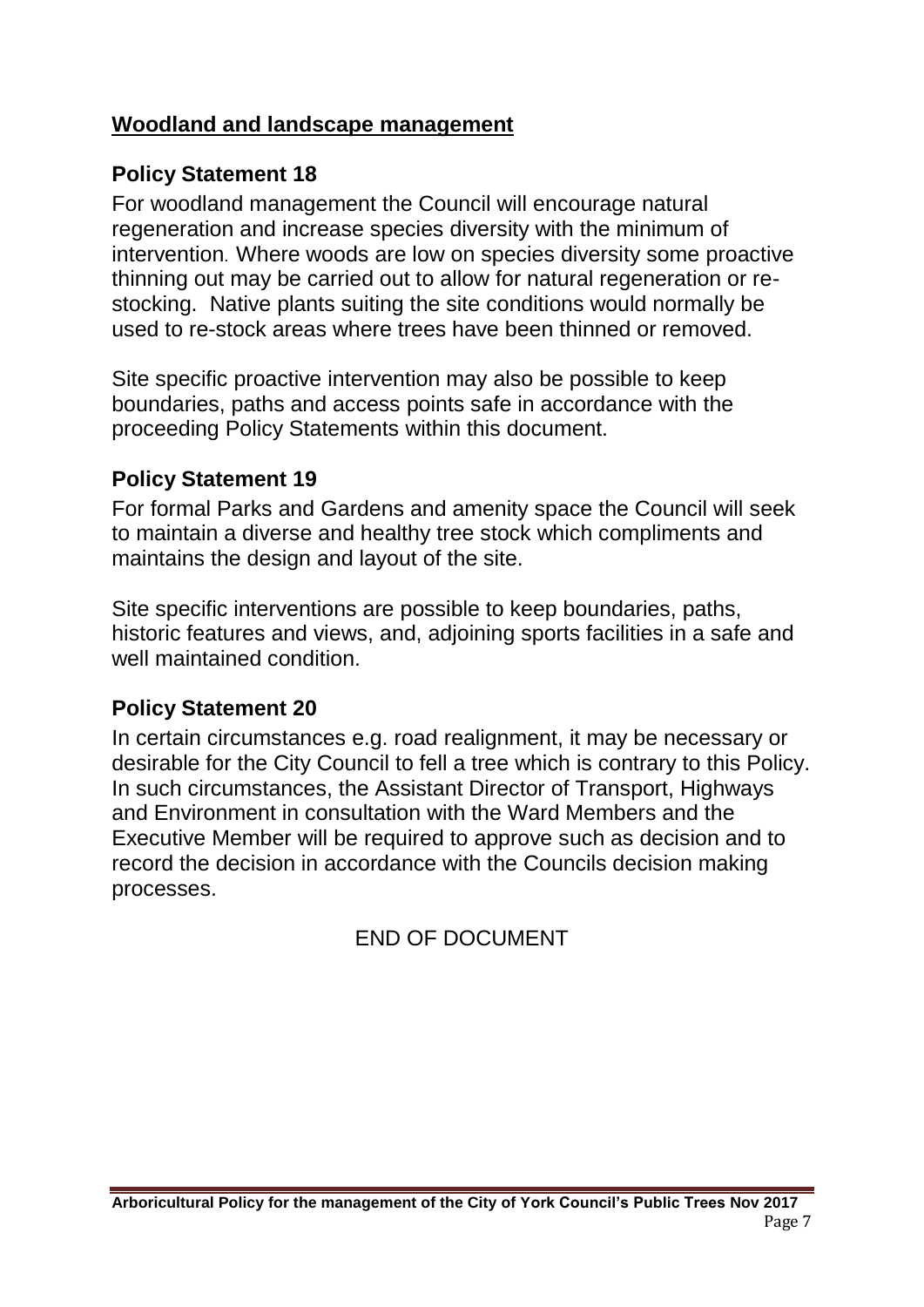## **Woodland and landscape management**

### Policy Statement 18

For woodland management the Council will encourage natural regeneration and increase species diversity with the minimum of intervention. Where woods are low on species diversity some proactive thinning out may be carried out to allow for natural regeneration or re-stocking. Native plants suiting the site conditions would normally be used to re-stock areas where trees have been thinned or removed.

Site specific proactive intervention may also be possible to keep boundaries, paths and access points safe in accordance with the proceeding Policy Statements within this document.

### Policy Statement 19

For formal Parks and Gardens and amenity space the Council will seek to maintain a diverse and healthy tree stock which compliments and maintains the design and layout of the site.

Site specific interventions are possible to keep boundaries, paths, historic features and views, and, adjoining sports facilities in a safe and well maintained condition.

### Policy Statement 20

In certain circumstances e.g. road realignment, it may be necessary or desirable for the City Council to fell a tree which is contrary to this Policy. In such circumstances, the Assistant Director of Transport, Highways and Environment in consultation with the Ward Members and the Executive Member will be required to approve such as decision and to record the decision in accordance with the Councils decision making processes.

END OF DOCUMENT